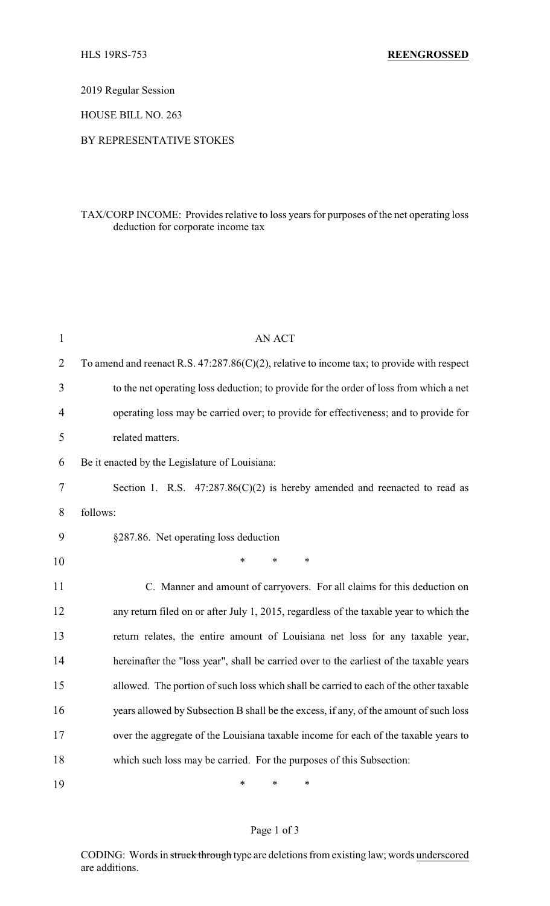HLS 19RS-753 **REENGROSSED**

2019 Regular Session

HOUSE BILL NO. 263

BY REPRESENTATIVE STOKES

TAX/CORP INCOME: Provides relative to loss years for purposes of the net operating loss deduction for corporate income tax

AN ACT

To amend and reenact R.S. 47:287.86(C)(2), relative to income tax; to provide with respect to the net operating loss deduction; to provide for the order of loss from which a net operating loss may be carried over; to provide for effectiveness; and to provide for related matters.

Be it enacted by the Legislature of Louisiana:

Section 1. R.S. 47:287.86(C)(2) is hereby amended and reenacted to read as follows:

§287.86. Net operating loss deduction

\* \* \*

C. Manner and amount of carryovers. For all claims for this deduction on any return filed on or after July 1, 2015, regardless of the taxable year to which the return relates, the entire amount of Louisiana net loss for any taxable year, hereinafter the "loss year", shall be carried over to the earliest of the taxable years allowed. The portion of such loss which shall be carried to each of the other taxable years allowed by Subsection B shall be the excess, if any, of the amount of such loss over the aggregate of the Louisiana taxable income for each of the taxable years to which such loss may be carried. For the purposes of this Subsection:

\* \* \*

CODING: Words in ~~struck through~~ type are deletions from existing law; words underscored are additions.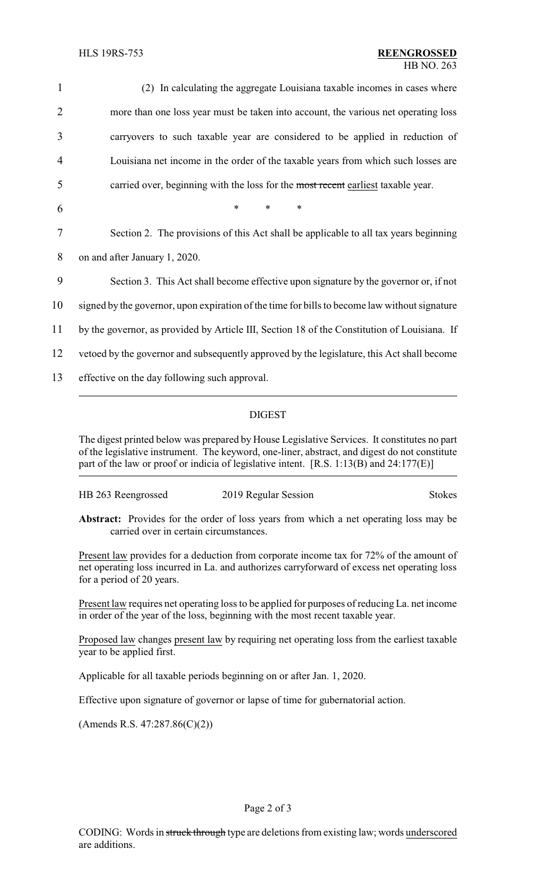(2) In calculating the aggregate Louisiana taxable incomes in cases where more than one loss year must be taken into account, the various net operating loss carryovers to such taxable year are considered to be applied in reduction of Louisiana net income in the order of the taxable years from which such losses are carried over, beginning with the loss for the ~~most recent~~ earliest taxable year.

\* \* \*

Section 2. The provisions of this Act shall be applicable to all tax years beginning on and after January 1, 2020.

Section 3. This Act shall become effective upon signature by the governor or, if not signed by the governor, upon expiration of the time for bills to become law without signature by the governor, as provided by Article III, Section 18 of the Constitution of Louisiana. If vetoed by the governor and subsequently approved by the legislature, this Act shall become effective on the day following such approval.

## DIGEST

The digest printed below was prepared by House Legislative Services. It constitutes no part of the legislative instrument. The keyword, one-liner, abstract, and digest do not constitute part of the law or proof or indicia of legislative intent. [R.S. 1:13(B) and 24:177(E)]

HB 263 Reengrossed — 2019 Regular Session — Stokes

**Abstract:** Provides for the order of loss years from which a net operating loss may be carried over in certain circumstances.

Present law provides for a deduction from corporate income tax for 72% of the amount of net operating loss incurred in La. and authorizes carryforward of excess net operating loss for a period of 20 years.

Present law requires net operating loss to be applied for purposes of reducing La. net income in order of the year of the loss, beginning with the most recent taxable year.

Proposed law changes present law by requiring net operating loss from the earliest taxable year to be applied first.

Applicable for all taxable periods beginning on or after Jan. 1, 2020.

Effective upon signature of governor or lapse of time for gubernatorial action.

(Amends R.S. 47:287.86(C)(2))

CODING: Words in ~~struck through~~ type are deletions from existing law; words underscored are additions.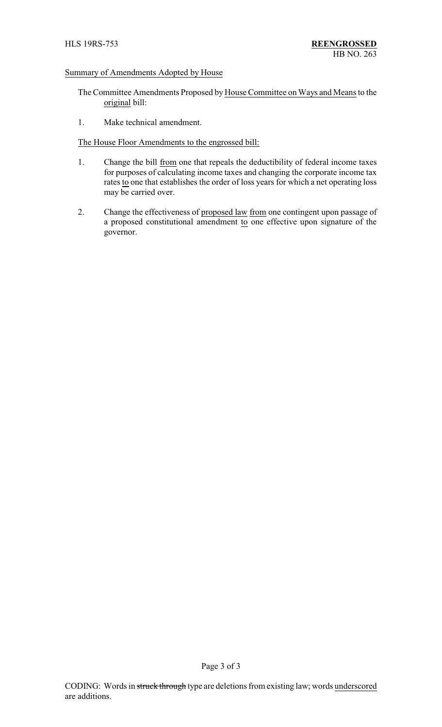Summary of Amendments Adopted by House

The Committee Amendments Proposed by House Committee on Ways and Means to the original bill:

1. Make technical amendment.

The House Floor Amendments to the engrossed bill:

1. Change the bill from one that repeals the deductibility of federal income taxes for purposes of calculating income taxes and changing the corporate income tax rates to one that establishes the order of loss years for which a net operating loss may be carried over.

2. Change the effectiveness of proposed law from one contingent upon passage of a proposed constitutional amendment to one effective upon signature of the governor.

CODING: Words in ~~struck through~~ type are deletions from existing law; words underscored are additions.